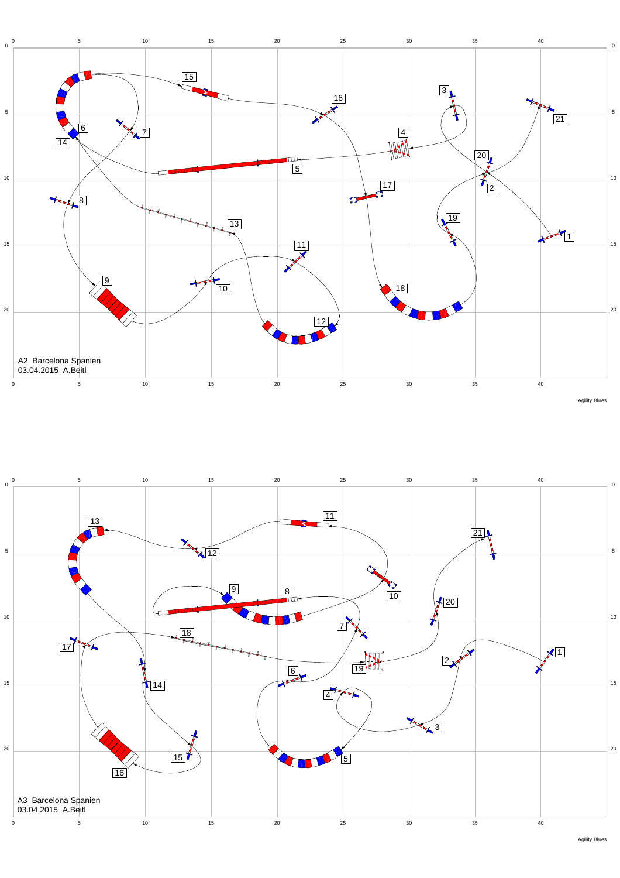A2 Barcelona Spanien
03.04.2015 A.Beitl

Agility Blues

A3 Barcelona Spanien
03.04.2015 A.Beitl

Agility Blues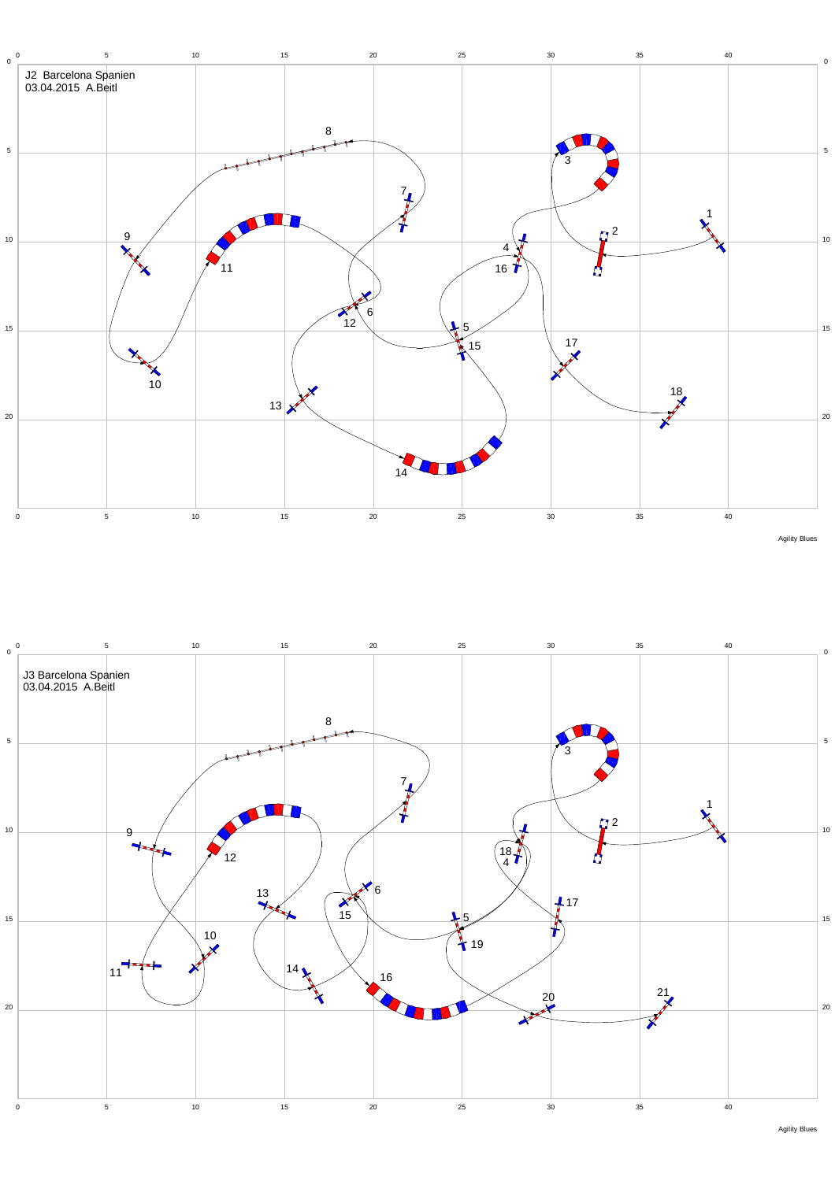J2 Barcelona Spanien
03.04.2015 A.Beitl

0 5 10 15 20 25 30 35 40

1 2 3 4 5 6 7 8 9 10 11 12 13 14 15 16 17 18

Agility Blues

J3 Barcelona Spanien
03.04.2015 A.Beitl

0 5 10 15 20 25 30 35 40

1 2 3 4 5 6 7 8 9 10 11 12 13 14 15 16 17 18 19 20 21

Agility Blues